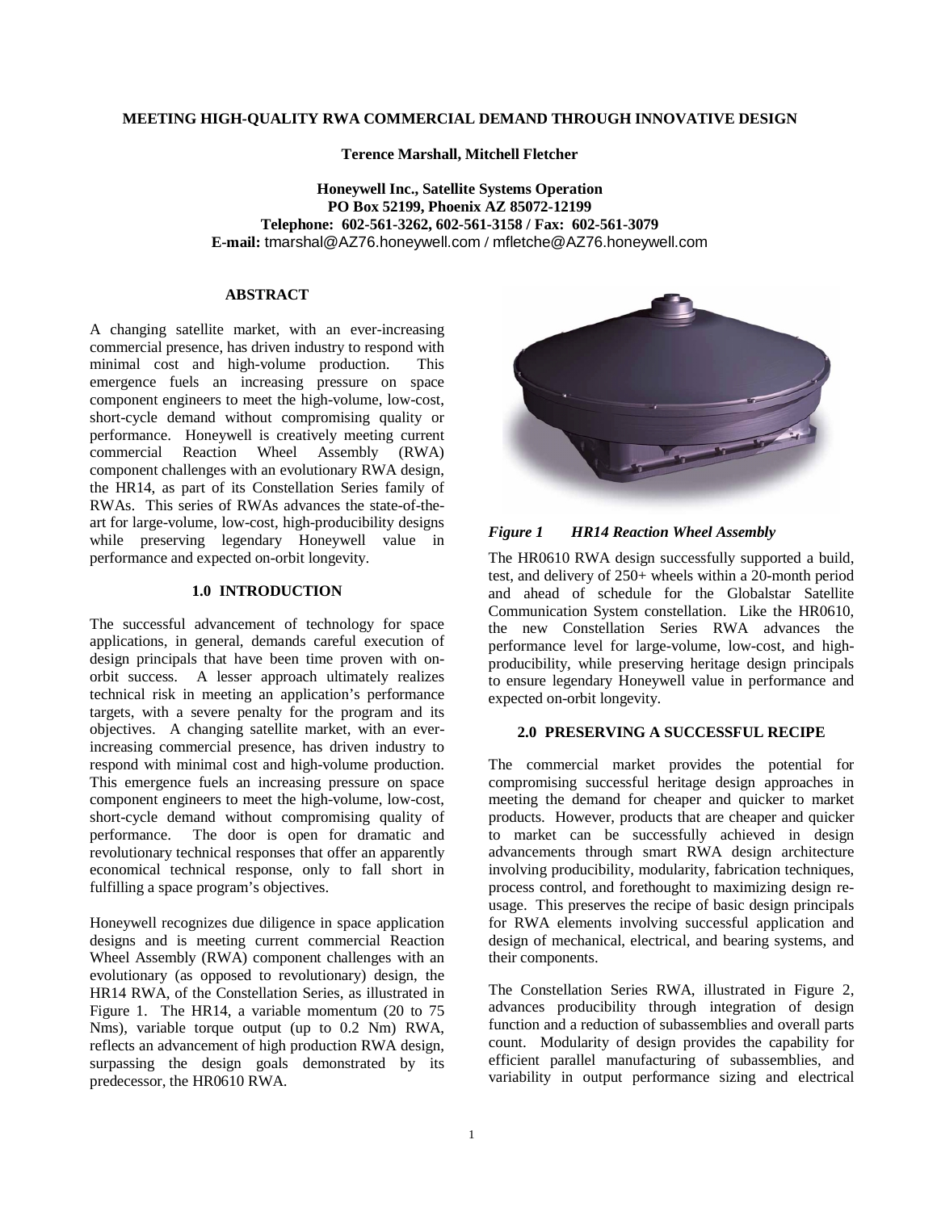# MEETING HIGH-QUALITY RWA COMMERCIAL DEMAND THROUGH INNOVATIVE DESIGN

**Terence Marshall, Mitchell Fletcher**

**Honeywell Inc., Satellite Systems Operation**
**PO Box 52199, Phoenix AZ 85072-12199**
**Telephone: 602-561-3262, 602-561-3158 / Fax: 602-561-3079**
**E-mail:** tmarshal@AZ76.honeywell.com / mfletche@AZ76.honeywell.com

## ABSTRACT

A changing satellite market, with an ever-increasing commercial presence, has driven industry to respond with minimal cost and high-volume production. This emergence fuels an increasing pressure on space component engineers to meet the high-volume, low-cost, short-cycle demand without compromising quality or performance. Honeywell is creatively meeting current commercial Reaction Wheel Assembly (RWA) component challenges with an evolutionary RWA design, the HR14, as part of its Constellation Series family of RWAs. This series of RWAs advances the state-of-the-art for large-volume, low-cost, high-producibility designs while preserving legendary Honeywell value in performance and expected on-orbit longevity.

## 1.0 INTRODUCTION

The successful advancement of technology for space applications, in general, demands careful execution of design principals that have been time proven with on-orbit success. A lesser approach ultimately realizes technical risk in meeting an application's performance targets, with a severe penalty for the program and its objectives. A changing satellite market, with an ever-increasing commercial presence, has driven industry to respond with minimal cost and high-volume production. This emergence fuels an increasing pressure on space component engineers to meet the high-volume, low-cost, short-cycle demand without compromising quality of performance. The door is open for dramatic and revolutionary technical responses that offer an apparently economical technical response, only to fall short in fulfilling a space program's objectives.

Honeywell recognizes due diligence in space application designs and is meeting current commercial Reaction Wheel Assembly (RWA) component challenges with an evolutionary (as opposed to revolutionary) design, the HR14 RWA, of the Constellation Series, as illustrated in Figure 1. The HR14, a variable momentum (20 to 75 Nms), variable torque output (up to 0.2 Nm) RWA, reflects an advancement of high production RWA design, surpassing the design goals demonstrated by its predecessor, the HR0610 RWA.

*Figure 1 HR14 Reaction Wheel Assembly*

The HR0610 RWA design successfully supported a build, test, and delivery of 250+ wheels within a 20-month period and ahead of schedule for the Globalstar Satellite Communication System constellation. Like the HR0610, the new Constellation Series RWA advances the performance level for large-volume, low-cost, and high-producibility, while preserving heritage design principals to ensure legendary Honeywell value in performance and expected on-orbit longevity.

## 2.0 PRESERVING A SUCCESSFUL RECIPE

The commercial market provides the potential for compromising successful heritage design approaches in meeting the demand for cheaper and quicker to market products. However, products that are cheaper and quicker to market can be successfully achieved in design advancements through smart RWA design architecture involving producibility, modularity, fabrication techniques, process control, and forethought to maximizing design re-usage. This preserves the recipe of basic design principals for RWA elements involving successful application and design of mechanical, electrical, and bearing systems, and their components.

The Constellation Series RWA, illustrated in Figure 2, advances producibility through integration of design function and a reduction of subassemblies and overall parts count. Modularity of design provides the capability for efficient parallel manufacturing of subassemblies, and variability in output performance sizing and electrical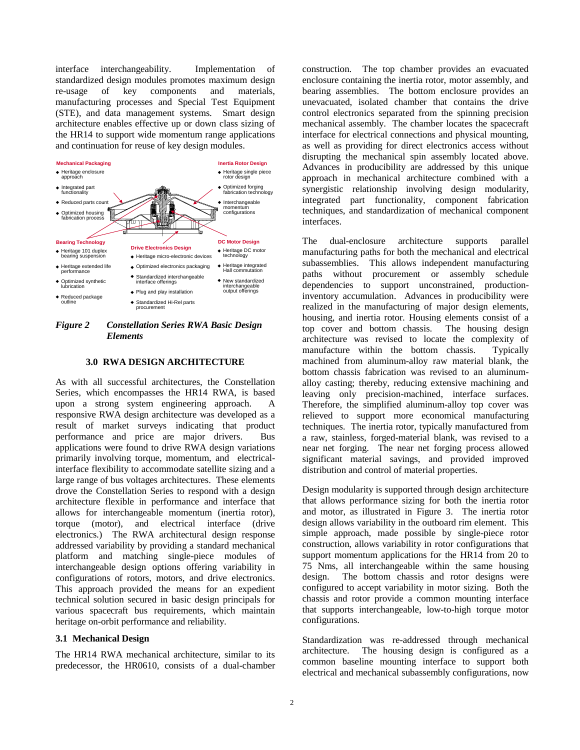interface interchangeability. Implementation of standardized design modules promotes maximum design re-usage of key components and materials, manufacturing processes and Special Test Equipment (STE), and data management systems. Smart design architecture enables effective up or down class sizing of the HR14 to support wide momentum range applications and continuation for reuse of key design modules.

**Mechanical Packaging**
- Heritage enclosure approach
- Integrated part functionality
- Reduced parts count
- Optimized housing fabrication process

**Inertia Rotor Design**
- Heritage single piece rotor design
- Optimized forging fabrication technology
- Interchangeable momentum configurations

**Bearing Technology**
- Heritage 101 duplex bearing suspension
- Heritage extended life performance
- Optimized synthetic lubrication
- Reduced package outline

**Drive Electronics Design**
- Heritage micro-electronic devices
- Optimized electronics packaging
- Standardized interchangeable interface offerings
- Plug and play installation
- Standardized Hi-Rel parts procurement

**DC Motor Design**
- Heritage DC motor technology
- Heritage integrated Hall commutation
- New standardized interchangeable output offerings

***Figure 2 Constellation Series RWA Basic Design Elements***

## 3.0 RWA DESIGN ARCHITECTURE

As with all successful architectures, the Constellation Series, which encompasses the HR14 RWA, is based upon a strong system engineering approach. A responsive RWA design architecture was developed as a result of market surveys indicating that product performance and price are major drivers. Bus applications were found to drive RWA design variations primarily involving torque, momentum, and electrical-interface flexibility to accommodate satellite sizing and a large range of bus voltages architectures. These elements drove the Constellation Series to respond with a design architecture flexible in performance and interface that allows for interchangeable momentum (inertia rotor), torque (motor), and electrical interface (drive electronics.) The RWA architectural design response addressed variability by providing a standard mechanical platform and matching single-piece modules of interchangeable design options offering variability in configurations of rotors, motors, and drive electronics. This approach provided the means for an expedient technical solution secured in basic design principals for various spacecraft bus requirements, which maintain heritage on-orbit performance and reliability.

### 3.1 Mechanical Design

The HR14 RWA mechanical architecture, similar to its predecessor, the HR0610, consists of a dual-chamber construction. The top chamber provides an evacuated enclosure containing the inertia rotor, motor assembly, and bearing assemblies. The bottom enclosure provides an unevacuated, isolated chamber that contains the drive control electronics separated from the spinning precision mechanical assembly. The chamber locates the spacecraft interface for electrical connections and physical mounting, as well as providing for direct electronics access without disrupting the mechanical spin assembly located above. Advances in producibility are addressed by this unique approach in mechanical architecture combined with a synergistic relationship involving design modularity, integrated part functionality, component fabrication techniques, and standardization of mechanical component interfaces.

The dual-enclosure architecture supports parallel manufacturing paths for both the mechanical and electrical subassemblies. This allows independent manufacturing paths without procurement or assembly schedule dependencies to support unconstrained, production-inventory accumulation. Advances in producibility were realized in the manufacturing of major design elements, housing, and inertia rotor. Housing elements consist of a top cover and bottom chassis. The housing design architecture was revised to locate the complexity of manufacture within the bottom chassis. Typically machined from aluminum-alloy raw material blank, the bottom chassis fabrication was revised to an aluminum-alloy casting; thereby, reducing extensive machining and leaving only precision-machined, interface surfaces. Therefore, the simplified aluminum-alloy top cover was relieved to support more economical manufacturing techniques. The inertia rotor, typically manufactured from a raw, stainless, forged-material blank, was revised to a near net forging. The near net forging process allowed significant material savings, and provided improved distribution and control of material properties.

Design modularity is supported through design architecture that allows performance sizing for both the inertia rotor and motor, as illustrated in Figure 3. The inertia rotor design allows variability in the outboard rim element. This simple approach, made possible by single-piece rotor construction, allows variability in rotor configurations that support momentum applications for the HR14 from 20 to 75 Nms, all interchangeable within the same housing design. The bottom chassis and rotor designs were configured to accept variability in motor sizing. Both the chassis and rotor provide a common mounting interface that supports interchangeable, low-to-high torque motor configurations.

Standardization was re-addressed through mechanical architecture. The housing design is configured as a common baseline mounting interface to support both electrical and mechanical subassembly configurations, now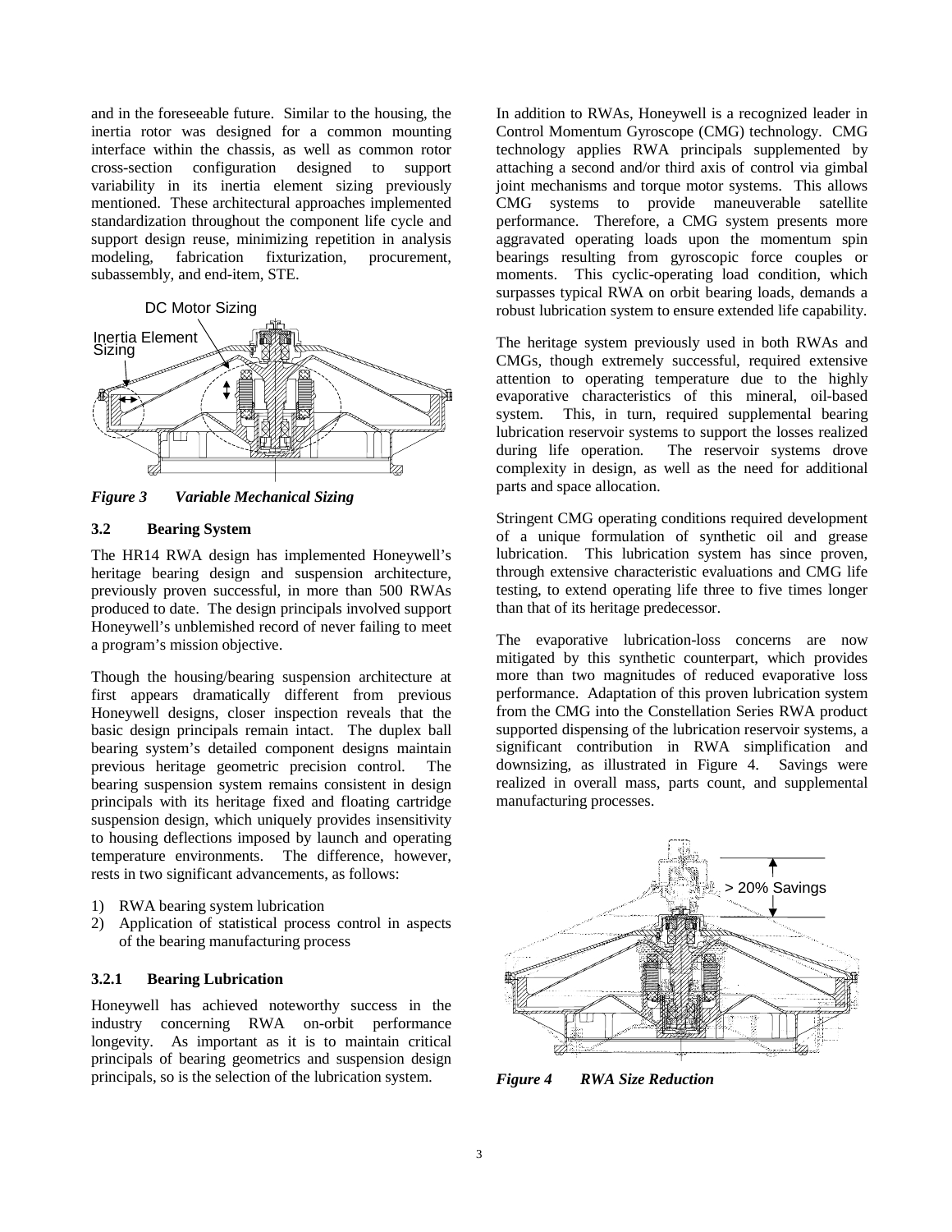and in the foreseeable future. Similar to the housing, the inertia rotor was designed for a common mounting interface within the chassis, as well as common rotor cross-section configuration designed to support variability in its inertia element sizing previously mentioned. These architectural approaches implemented standardization throughout the component life cycle and support design reuse, minimizing repetition in analysis modeling, fabrication fixturization, procurement, subassembly, and end-item, STE.

*Figure 3 Variable Mechanical Sizing*

### 3.2 Bearing System

The HR14 RWA design has implemented Honeywell's heritage bearing design and suspension architecture, previously proven successful, in more than 500 RWAs produced to date. The design principals involved support Honeywell's unblemished record of never failing to meet a program's mission objective.

Though the housing/bearing suspension architecture at first appears dramatically different from previous Honeywell designs, closer inspection reveals that the basic design principals remain intact. The duplex ball bearing system's detailed component designs maintain previous heritage geometric precision control. The bearing suspension system remains consistent in design principals with its heritage fixed and floating cartridge suspension design, which uniquely provides insensitivity to housing deflections imposed by launch and operating temperature environments. The difference, however, rests in two significant advancements, as follows:

1) RWA bearing system lubrication
2) Application of statistical process control in aspects of the bearing manufacturing process

#### 3.2.1 Bearing Lubrication

Honeywell has achieved noteworthy success in the industry concerning RWA on-orbit performance longevity. As important as it is to maintain critical principals of bearing geometrics and suspension design principals, so is the selection of the lubrication system.

In addition to RWAs, Honeywell is a recognized leader in Control Momentum Gyroscope (CMG) technology. CMG technology applies RWA principals supplemented by attaching a second and/or third axis of control via gimbal joint mechanisms and torque motor systems. This allows CMG systems to provide maneuverable satellite performance. Therefore, a CMG system presents more aggravated operating loads upon the momentum spin bearings resulting from gyroscopic force couples or moments. This cyclic-operating load condition, which surpasses typical RWA on orbit bearing loads, demands a robust lubrication system to ensure extended life capability.

The heritage system previously used in both RWAs and CMGs, though extremely successful, required extensive attention to operating temperature due to the highly evaporative characteristics of this mineral, oil-based system. This, in turn, required supplemental bearing lubrication reservoir systems to support the losses realized during life operation. The reservoir systems drove complexity in design, as well as the need for additional parts and space allocation.

Stringent CMG operating conditions required development of a unique formulation of synthetic oil and grease lubrication. This lubrication system has since proven, through extensive characteristic evaluations and CMG life testing, to extend operating life three to five times longer than that of its heritage predecessor.

The evaporative lubrication-loss concerns are now mitigated by this synthetic counterpart, which provides more than two magnitudes of reduced evaporative loss performance. Adaptation of this proven lubrication system from the CMG into the Constellation Series RWA product supported dispensing of the lubrication reservoir systems, a significant contribution in RWA simplification and downsizing, as illustrated in Figure 4. Savings were realized in overall mass, parts count, and supplemental manufacturing processes.

*Figure 4 RWA Size Reduction*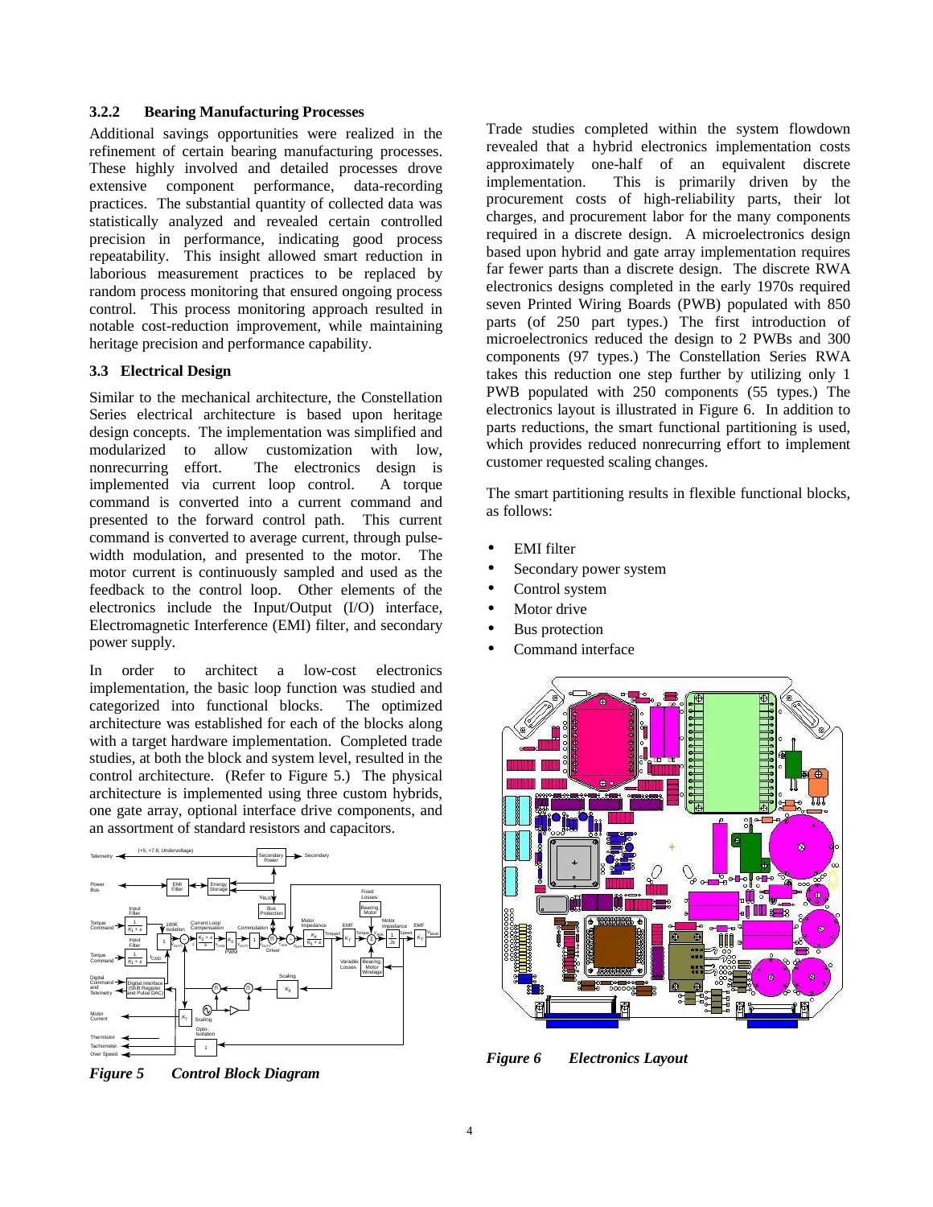### 3.2.2 Bearing Manufacturing Processes

Additional savings opportunities were realized in the refinement of certain bearing manufacturing processes. These highly involved and detailed processes drove extensive component performance, data-recording practices. The substantial quantity of collected data was statistically analyzed and revealed certain controlled precision in performance, indicating good process repeatability. This insight allowed smart reduction in laborious measurement practices to be replaced by random process monitoring that ensured ongoing process control. This process monitoring approach resulted in notable cost-reduction improvement, while maintaining heritage precision and performance capability.

### 3.3 Electrical Design

Similar to the mechanical architecture, the Constellation Series electrical architecture is based upon heritage design concepts. The implementation was simplified and modularized to allow customization with low, nonrecurring effort. The electronics design is implemented via current loop control. A torque command is converted into a current command and presented to the forward control path. This current command is converted to average current, through pulse-width modulation, and presented to the motor. The motor current is continuously sampled and used as the feedback to the control loop. Other elements of the electronics include the Input/Output (I/O) interface, Electromagnetic Interference (EMI) filter, and secondary power supply.

In order to architect a low-cost electronics implementation, the basic loop function was studied and categorized into functional blocks. The optimized architecture was established for each of the blocks along with a target hardware implementation. Completed trade studies, at both the block and system level, resulted in the control architecture. (Refer to Figure 5.) The physical architecture is implemented using three custom hybrids, one gate array, optional interface drive components, and an assortment of standard resistors and capacitors.

*Figure 5 Control Block Diagram*

Trade studies completed within the system flowdown revealed that a hybrid electronics implementation costs approximately one-half of an equivalent discrete implementation. This is primarily driven by the procurement costs of high-reliability parts, their lot charges, and procurement labor for the many components required in a discrete design. A microelectronics design based upon hybrid and gate array implementation requires far fewer parts than a discrete design. The discrete RWA electronics designs completed in the early 1970s required seven Printed Wiring Boards (PWB) populated with 850 parts (of 250 part types.) The first introduction of microelectronics reduced the design to 2 PWBs and 300 components (97 types.) The Constellation Series RWA takes this reduction one step further by utilizing only 1 PWB populated with 250 components (55 types.) The electronics layout is illustrated in Figure 6. In addition to parts reductions, the smart functional partitioning is used, which provides reduced nonrecurring effort to implement customer requested scaling changes.

The smart partitioning results in flexible functional blocks, as follows:

- EMI filter
- Secondary power system
- Control system
- Motor drive
- Bus protection
- Command interface

*Figure 6 Electronics Layout*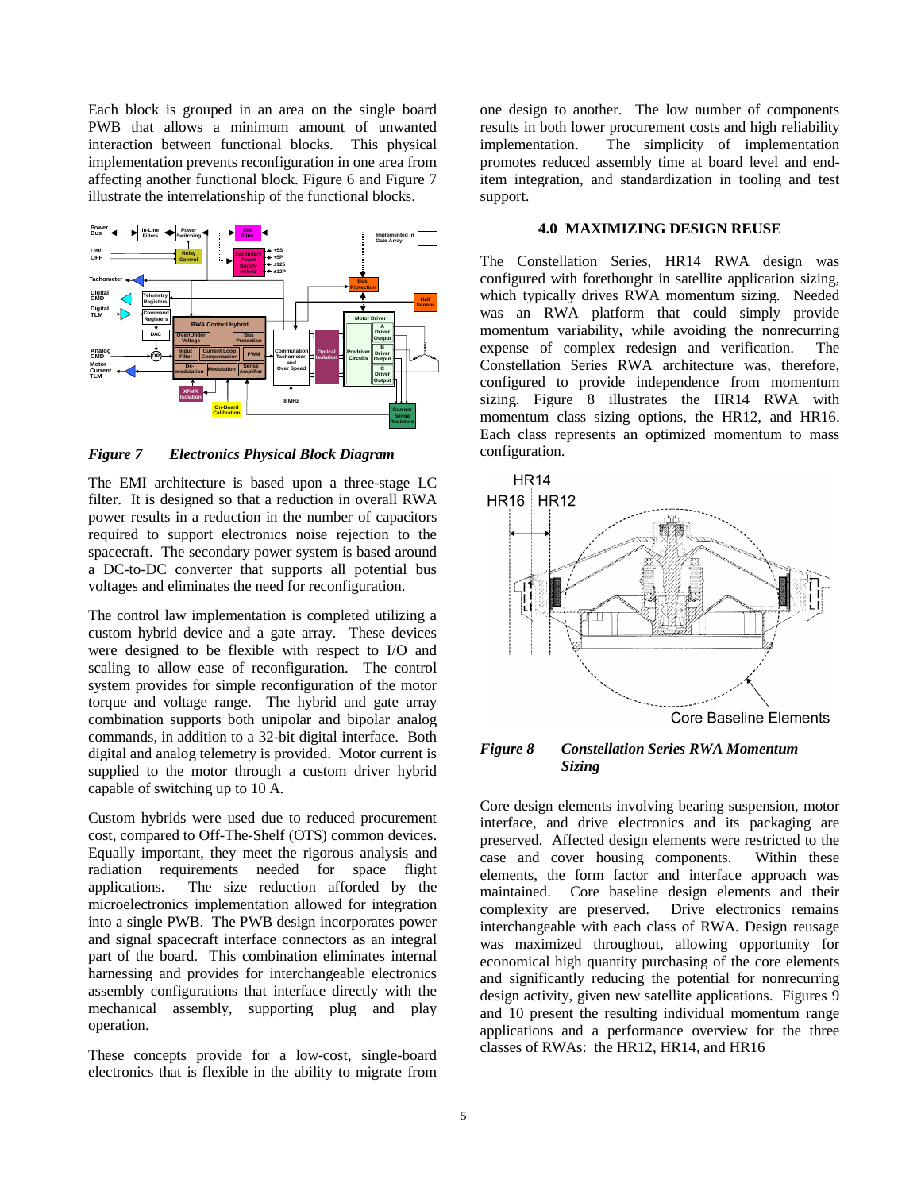Each block is grouped in an area on the single board PWB that allows a minimum amount of unwanted interaction between functional blocks. This physical implementation prevents reconfiguration in one area from affecting another functional block. Figure 6 and Figure 7 illustrate the interrelationship of the functional blocks.

***Figure 7 Electronics Physical Block Diagram***

The EMI architecture is based upon a three-stage LC filter. It is designed so that a reduction in overall RWA power results in a reduction in the number of capacitors required to support electronics noise rejection to the spacecraft. The secondary power system is based around a DC-to-DC converter that supports all potential bus voltages and eliminates the need for reconfiguration.

The control law implementation is completed utilizing a custom hybrid device and a gate array. These devices were designed to be flexible with respect to I/O and scaling to allow ease of reconfiguration. The control system provides for simple reconfiguration of the motor torque and voltage range. The hybrid and gate array combination supports both unipolar and bipolar analog commands, in addition to a 32-bit digital interface. Both digital and analog telemetry is provided. Motor current is supplied to the motor through a custom driver hybrid capable of switching up to 10 A.

Custom hybrids were used due to reduced procurement cost, compared to Off-The-Shelf (OTS) common devices. Equally important, they meet the rigorous analysis and radiation requirements needed for space flight applications. The size reduction afforded by the microelectronics implementation allowed for integration into a single PWB. The PWB design incorporates power and signal spacecraft interface connectors as an integral part of the board. This combination eliminates internal harnessing and provides for interchangeable electronics assembly configurations that interface directly with the mechanical assembly, supporting plug and play operation.

These concepts provide for a low-cost, single-board electronics that is flexible in the ability to migrate from one design to another. The low number of components results in both lower procurement costs and high reliability implementation. The simplicity of implementation promotes reduced assembly time at board level and end-item integration, and standardization in tooling and test support.

## 4.0 MAXIMIZING DESIGN REUSE

The Constellation Series, HR14 RWA design was configured with forethought in satellite application sizing, which typically drives RWA momentum sizing. Needed was an RWA platform that could simply provide momentum variability, while avoiding the nonrecurring expense of complex redesign and verification. The Constellation Series RWA architecture was, therefore, configured to provide independence from momentum sizing. Figure 8 illustrates the HR14 RWA with momentum class sizing options, the HR12, and HR16. Each class represents an optimized momentum to mass configuration.

***Figure 8 Constellation Series RWA Momentum Sizing***

Core design elements involving bearing suspension, motor interface, and drive electronics and its packaging are preserved. Affected design elements were restricted to the case and cover housing components. Within these elements, the form factor and interface approach was maintained. Core baseline design elements and their complexity are preserved. Drive electronics remains interchangeable with each class of RWA. Design reusage was maximized throughout, allowing opportunity for economical high quantity purchasing of the core elements and significantly reducing the potential for nonrecurring design activity, given new satellite applications. Figures 9 and 10 present the resulting individual momentum range applications and a performance overview for the three classes of RWAs: the HR12, HR14, and HR16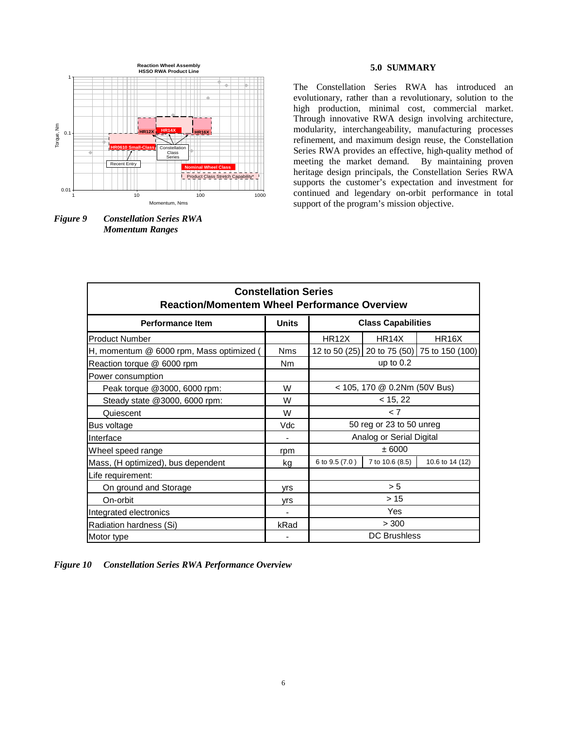Reaction Wheel Assembly
HSSO RWA Product Line

Torque, Nm

1

0.1

0.01

1

10

100

1000

Momentum, Nms

HR12X

HR14X

HR16X

HR0610 Small-Class

Constellation Class Series

Recent Entry

Nominal Wheel Class

Product Class Stretch Capability*

*Figure 9 Constellation Series RWA Momentum Ranges*

## 5.0 SUMMARY

The Constellation Series RWA has introduced an evolutionary, rather than a revolutionary, solution to the high production, minimal cost, commercial market. Through innovative RWA design involving architecture, modularity, interchangeability, manufacturing processes refinement, and maximum design reuse, the Constellation Series RWA provides an effective, high-quality method of meeting the market demand. By maintaining proven heritage design principals, the Constellation Series RWA supports the customer's expectation and investment for continued and legendary on-orbit performance in total support of the program's mission objective.

| Constellation Series Reaction/Momentem Wheel Performance Overview | | | | |
|---|---|---|---|---|
| **Performance Item** | **Units** | **Class Capabilities** | | |
| Product Number | | HR12X | HR14X | HR16X |
| H, momentum @ 6000 rpm, Mass optimized ( | Nms | 12 to 50 (25) | 20 to 75 (50) | 75 to 150 (100) |
| Reaction torque @ 6000 rpm | Nm | up to 0.2 | | |
| Power consumption | | | | |
| Peak torque @3000, 6000 rpm: | W | < 105, 170 @ 0.2Nm (50V Bus) | | |
| Steady state @3000, 6000 rpm: | W | < 15, 22 | | |
| Quiescent | W | < 7 | | |
| Bus voltage | Vdc | 50 reg or 23 to 50 unreg | | |
| Interface | - | Analog or Serial Digital | | |
| Wheel speed range | rpm | ± 6000 | | |
| Mass, (H optimized), bus dependent | kg | 6 to 9.5 (7.0 ) | 7 to 10.6 (8.5) | 10.6 to 14 (12) |
| Life requirement: | | | | |
| On ground and Storage | yrs | > 5 | | |
| On-orbit | yrs | > 15 | | |
| Integrated electronics | - | Yes | | |
| Radiation hardness (Si) | kRad | > 300 | | |
| Motor type | - | DC Brushless | | |

*Figure 10 Constellation Series RWA Performance Overview*